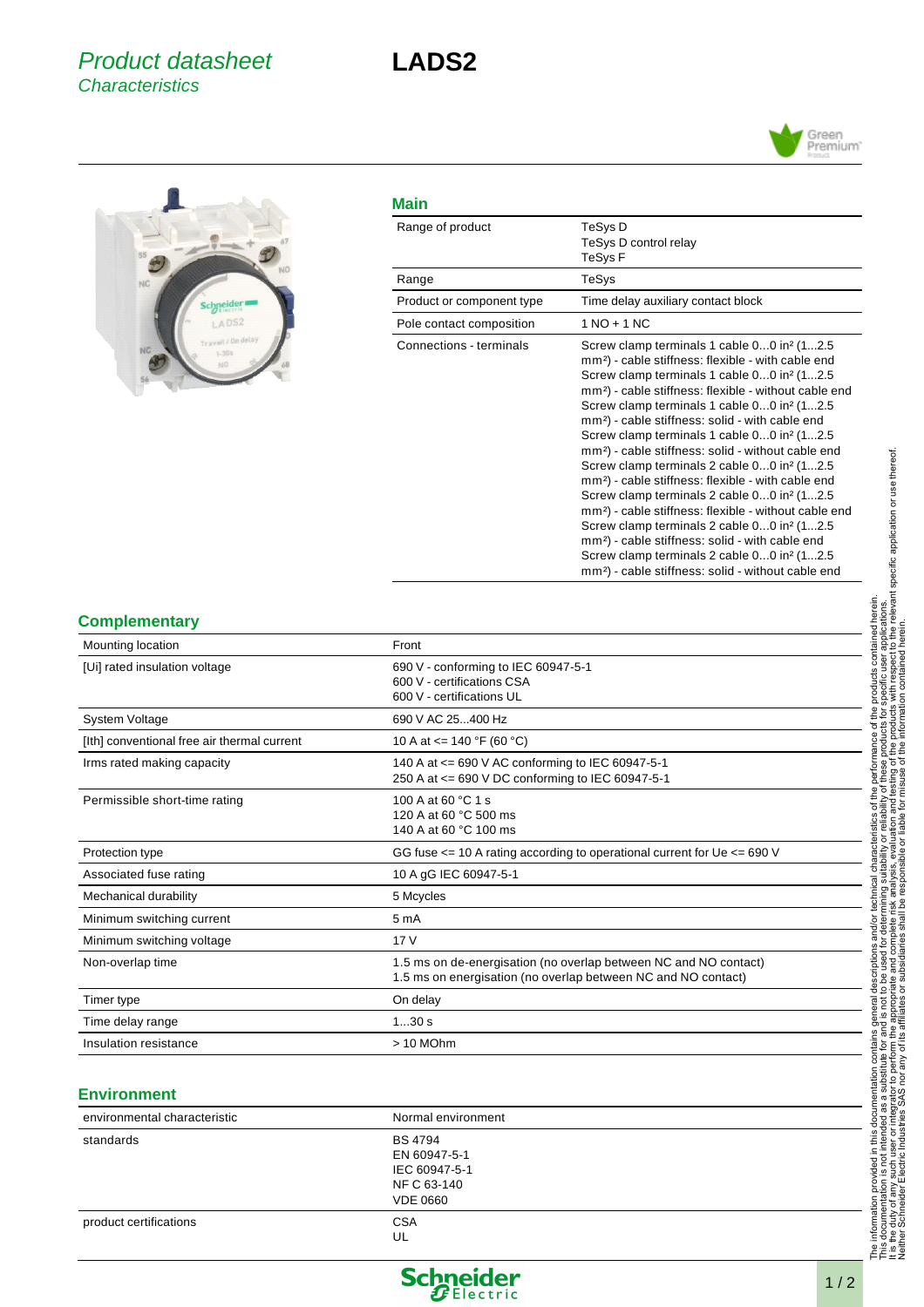# Product datasheet
## Characteristics

# LADS2

### Main

| | |
|---|---|
| Range of product | TeSys D<br>TeSys D control relay<br>TeSys F |
| Range | TeSys |
| Product or component type | Time delay auxiliary contact block |
| Pole contact composition | 1 NO + 1 NC |
| Connections - terminals | Screw clamp terminals 1 cable 0...0 in² (1...2.5 mm²) - cable stiffness: flexible - with cable end<br>Screw clamp terminals 1 cable 0...0 in² (1...2.5 mm²) - cable stiffness: flexible - without cable end<br>Screw clamp terminals 1 cable 0...0 in² (1...2.5 mm²) - cable stiffness: solid - with cable end<br>Screw clamp terminals 1 cable 0...0 in² (1...2.5 mm²) - cable stiffness: solid - without cable end<br>Screw clamp terminals 2 cable 0...0 in² (1...2.5 mm²) - cable stiffness: flexible - with cable end<br>Screw clamp terminals 2 cable 0...0 in² (1...2.5 mm²) - cable stiffness: flexible - without cable end<br>Screw clamp terminals 2 cable 0...0 in² (1...2.5 mm²) - cable stiffness: solid - with cable end<br>Screw clamp terminals 2 cable 0...0 in² (1...2.5 mm²) - cable stiffness: solid - without cable end |

### Complementary

| | |
|---|---|
| Mounting location | Front |
| [Ui] rated insulation voltage | 690 V - conforming to IEC 60947-5-1<br>600 V - certifications CSA<br>600 V - certifications UL |
| System Voltage | 690 V AC 25...400 Hz |
| [Ith] conventional free air thermal current | 10 A at <= 140 °F (60 °C) |
| Irms rated making capacity | 140 A at <= 690 V AC conforming to IEC 60947-5-1<br>250 A at <= 690 V DC conforming to IEC 60947-5-1 |
| Permissible short-time rating | 100 A at 60 °C 1 s<br>120 A at 60 °C 500 ms<br>140 A at 60 °C 100 ms |
| Protection type | GG fuse <= 10 A rating according to operational current for Ue <= 690 V |
| Associated fuse rating | 10 A gG IEC 60947-5-1 |
| Mechanical durability | 5 Mcycles |
| Minimum switching current | 5 mA |
| Minimum switching voltage | 17 V |
| Non-overlap time | 1.5 ms on de-energisation (no overlap between NC and NO contact)<br>1.5 ms on energisation (no overlap between NC and NO contact) |
| Timer type | On delay |
| Time delay range | 1...30 s |
| Insulation resistance | > 10 MOhm |

### Environment

| | |
|---|---|
| environmental characteristic | Normal environment |
| standards | BS 4794<br>EN 60947-5-1<br>IEC 60947-5-1<br>NF C 63-140<br>VDE 0660 |
| product certifications | CSA<br>UL |

The information provided in this documentation contains general descriptions and/or technical characteristics of the performance of the products contained herein. This documentation is not intended as a substitute for and is not to be used for determining suitability or reliability of these products for specific user applications. It is the duty of any such user or integrator to perform the appropriate and complete risk analysis, evaluation and testing of the products with respect to the relevant specific application or use thereof. Neither Schneider Electric Industries SAS nor any of its affiliates or subsidiaries shall be responsible or liable for misuse of the information contained herein.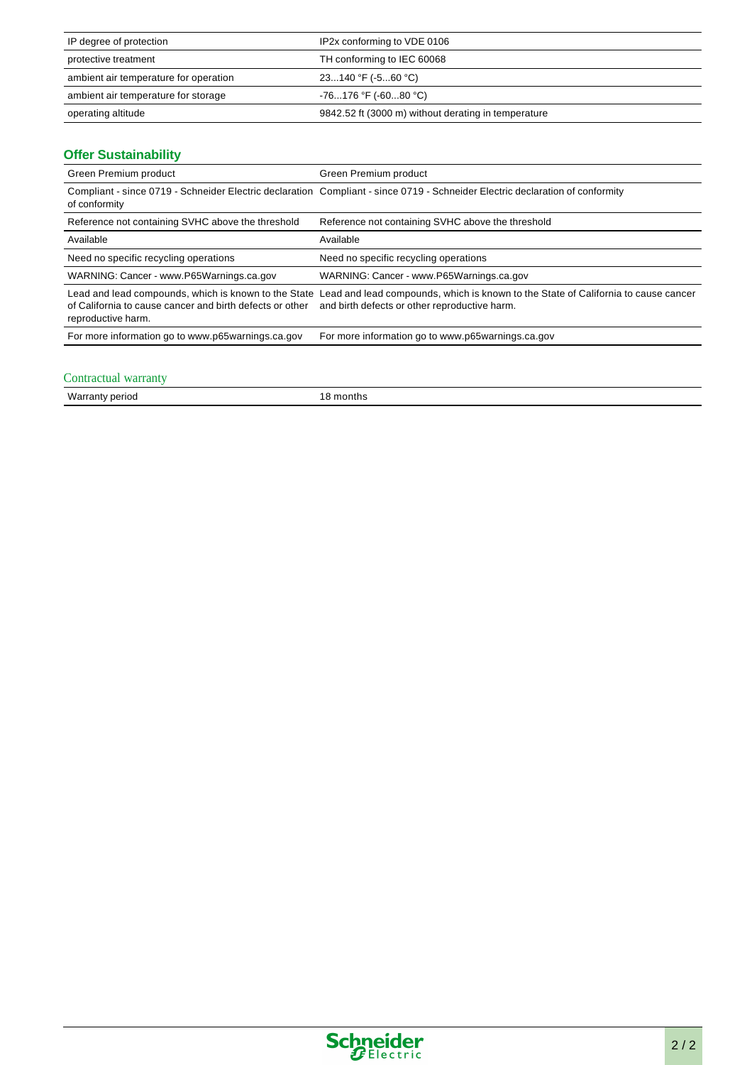| | |
|---|---|
| IP degree of protection | IP2x conforming to VDE 0106 |
| protective treatment | TH conforming to IEC 60068 |
| ambient air temperature for operation | 23...140 °F (-5...60 °C) |
| ambient air temperature for storage | -76...176 °F (-60...80 °C) |
| operating altitude | 9842.52 ft (3000 m) without derating in temperature |

## Offer Sustainability

| | |
|---|---|
| Green Premium product | Green Premium product |
| Compliant - since 0719 - Schneider Electric declaration of conformity | Compliant - since 0719 - Schneider Electric declaration of conformity |
| Reference not containing SVHC above the threshold | Reference not containing SVHC above the threshold |
| Available | Available |
| Need no specific recycling operations | Need no specific recycling operations |
| WARNING: Cancer - www.P65Warnings.ca.gov | WARNING: Cancer - www.P65Warnings.ca.gov |
| Lead and lead compounds, which is known to the State of California to cause cancer and birth defects or other reproductive harm. | Lead and lead compounds, which is known to the State of California to cause cancer and birth defects or other reproductive harm. |
| For more information go to www.p65warnings.ca.gov | For more information go to www.p65warnings.ca.gov |

## Contractual warranty

| | |
|---|---|
| Warranty period | 18 months |